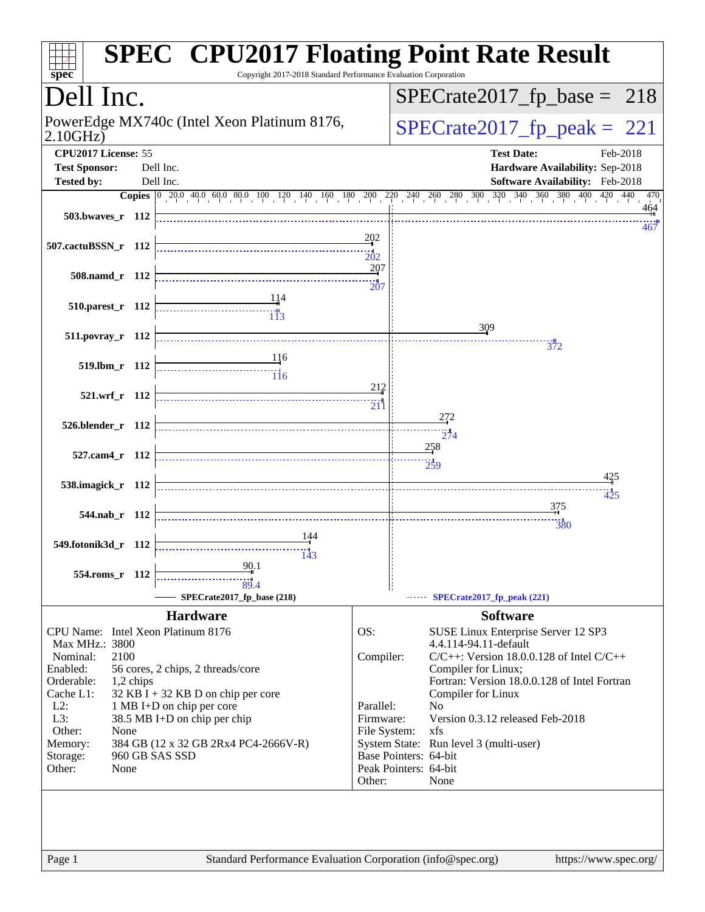# SPEC CPU2017 Floating Point Rate Result

Copyright 2017-2018 Standard Performance Evaluation Corporation

## Dell Inc.

PowerEdge MX740c (Intel Xeon Platinum 8176, 2.10GHz)

SPECrate2017_fp_base = 218

SPECrate2017_fp_peak = 221

**CPU2017 License:** 55
**Test Sponsor:** Dell Inc.
**Tested by:** Dell Inc.

**Test Date:** Feb-2018
**Hardware Availability:** Sep-2018
**Software Availability:** Feb-2018

| Benchmark | Copies | Base | Peak |
|---|---|---|---|
| 503.bwaves_r | 112 | 464 | 467 |
| 507.cactuBSSN_r | 112 | 202 | 202 |
| 508.namd_r | 112 | 207 | 207 |
| 510.parest_r | 112 | 114 | 113 |
| 511.povray_r | 112 | 309 | 372 |
| 519.lbm_r | 112 | 116 | 116 |
| 521.wrf_r | 112 | 212 | 211 |
| 526.blender_r | 112 | 272 | 274 |
| 527.cam4_r | 112 | 258 | 259 |
| 538.imagick_r | 112 | 425 | 425 |
| 544.nab_r | 112 | 375 | 380 |
| 549.fotonik3d_r | 112 | 144 | 143 |
| 554.roms_r | 112 | 90.1 | 89.4 |

SPECrate2017_fp_base (218) —— SPECrate2017_fp_peak (221)

## Hardware

| | |
|---|---|
| CPU Name: | Intel Xeon Platinum 8176 |
| Max MHz.: | 3800 |
| Nominal: | 2100 |
| Enabled: | 56 cores, 2 chips, 2 threads/core |
| Orderable: | 1,2 chips |
| Cache L1: | 32 KB I + 32 KB D on chip per core |
| L2: | 1 MB I+D on chip per core |
| L3: | 38.5 MB I+D on chip per chip |
| Other: | None |
| Memory: | 384 GB (12 x 32 GB 2Rx4 PC4-2666V-R) |
| Storage: | 960 GB SAS SSD |
| Other: | None |

## Software

| | |
|---|---|
| OS: | SUSE Linux Enterprise Server 12 SP3 4.4.114-94.11-default |
| Compiler: | C/C++: Version 18.0.0.128 of Intel C/C++ Compiler for Linux; Fortran: Version 18.0.0.128 of Intel Fortran Compiler for Linux |
| Parallel: | No |
| Firmware: | Version 0.3.12 released Feb-2018 |
| File System: | xfs |
| System State: | Run level 3 (multi-user) |
| Base Pointers: | 64-bit |
| Peak Pointers: | 64-bit |
| Other: | None |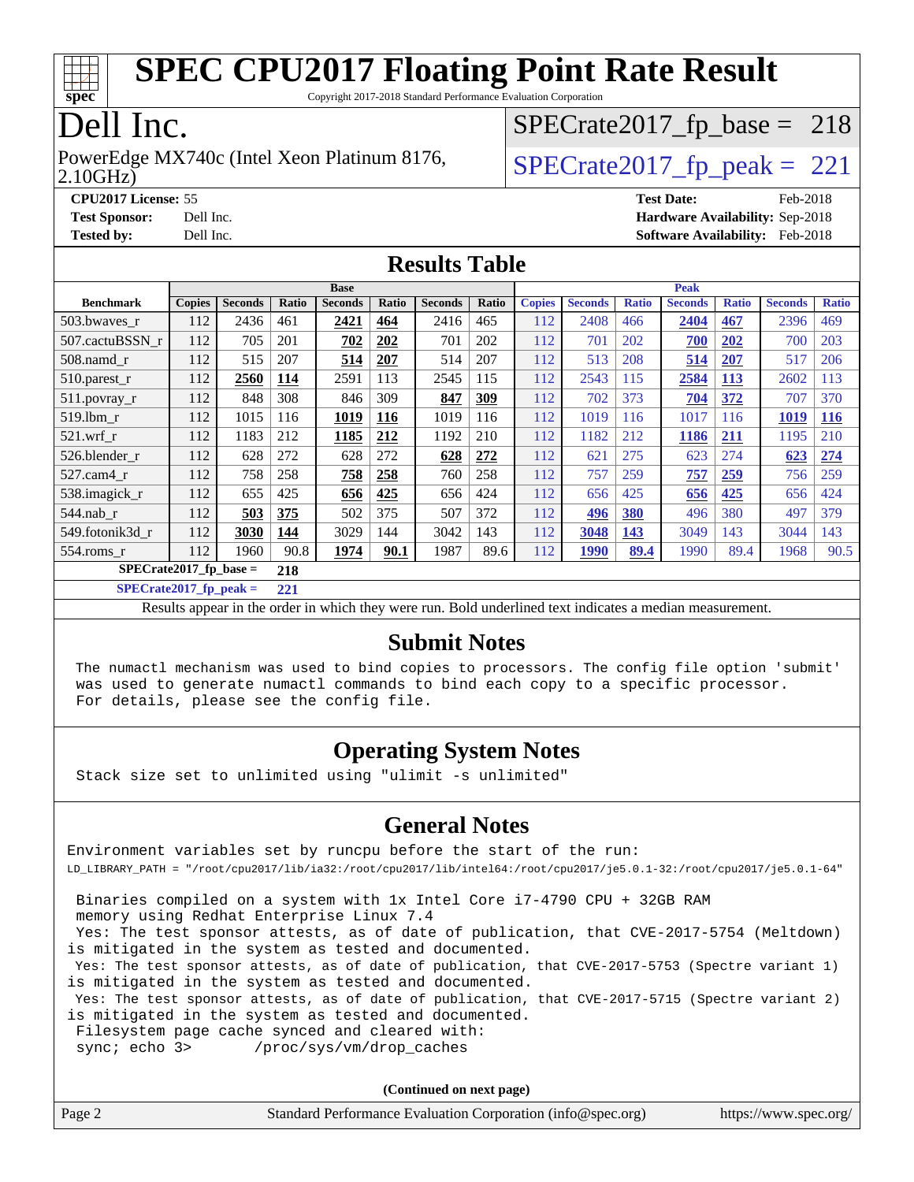# SPEC CPU2017 Floating Point Rate Result

Copyright 2017-2018 Standard Performance Evaluation Corporation

# Dell Inc.

PowerEdge MX740c (Intel Xeon Platinum 8176, 2.10GHz)

SPECrate2017_fp_base = 218

SPECrate2017_fp_peak = 221

**CPU2017 License:** 55
**Test Sponsor:** Dell Inc.
**Tested by:** Dell Inc.

**Test Date:** Feb-2018
**Hardware Availability:** Sep-2018
**Software Availability:** Feb-2018

## Results Table

| | Base | | | | | | | Peak | | | | | | |
|---|---|---|---|---|---|---|---|---|---|---|---|---|---|---|
| **Benchmark** | **Copies** | **Seconds** | **Ratio** | **Seconds** | **Ratio** | **Seconds** | **Ratio** | **Copies** | **Seconds** | **Ratio** | **Seconds** | **Ratio** | **Seconds** | **Ratio** |
| 503.bwaves_r | 112 | 2436 | 461 | **2421** | **464** | 2416 | 465 | 112 | 2408 | 466 | **2404** | **467** | 2396 | 469 |
| 507.cactuBSSN_r | 112 | 705 | 201 | **702** | **202** | 701 | 202 | 112 | 701 | 202 | **700** | **202** | 700 | 203 |
| 508.namd_r | 112 | 515 | 207 | **514** | **207** | 514 | 207 | 112 | 513 | 208 | **514** | **207** | 517 | 206 |
| 510.parest_r | 112 | **2560** | **114** | 2591 | 113 | 2545 | 115 | 112 | 2543 | 115 | **2584** | **113** | 2602 | 113 |
| 511.povray_r | 112 | 848 | 308 | 846 | 309 | **847** | **309** | 112 | 702 | 373 | **704** | **372** | 707 | 370 |
| 519.lbm_r | 112 | 1015 | 116 | **1019** | **116** | 1019 | 116 | 112 | 1019 | 116 | 1017 | 116 | **1019** | **116** |
| 521.wrf_r | 112 | 1183 | 212 | **1185** | **212** | 1192 | 210 | 112 | 1182 | 212 | **1186** | **211** | 1195 | 210 |
| 526.blender_r | 112 | 628 | 272 | 628 | 272 | **628** | **272** | 112 | 621 | 275 | 623 | 274 | **623** | **274** |
| 527.cam4_r | 112 | 758 | 258 | **758** | **258** | 760 | 258 | 112 | 757 | 259 | **757** | **259** | 756 | 259 |
| 538.imagick_r | 112 | 655 | 425 | **656** | **425** | 656 | 424 | 112 | 656 | 425 | **656** | **425** | 656 | 424 |
| 544.nab_r | 112 | **503** | **375** | 502 | 375 | 507 | 372 | 112 | **496** | **380** | 496 | 380 | 497 | 379 |
| 549.fotonik3d_r | 112 | **3030** | **144** | 3029 | 144 | 3042 | 143 | 112 | **3048** | **143** | 3049 | 143 | 3044 | 143 |
| 554.roms_r | 112 | 1960 | 90.8 | **1974** | **90.1** | 1987 | 89.6 | 112 | **1990** | **89.4** | 1990 | 89.4 | 1968 | 90.5 |

**SPECrate2017_fp_base = 218**

**SPECrate2017_fp_peak = 221**

Results appear in the order in which they were run. Bold underlined text indicates a median measurement.

## Submit Notes

```
The numactl mechanism was used to bind copies to processors. The config file option 'submit'
was used to generate numactl commands to bind each copy to a specific processor.
For details, please see the config file.
```

## Operating System Notes

```
Stack size set to unlimited using "ulimit -s unlimited"
```

## General Notes

```
Environment variables set by runcpu before the start of the run:
LD_LIBRARY_PATH = "/root/cpu2017/lib/ia32:/root/cpu2017/lib/intel64:/root/cpu2017/je5.0.1-32:/root/cpu2017/je5.0.1-64"

 Binaries compiled on a system with 1x Intel Core i7-4790 CPU + 32GB RAM
 memory using Redhat Enterprise Linux 7.4
 Yes: The test sponsor attests, as of date of publication, that CVE-2017-5754 (Meltdown)
is mitigated in the system as tested and documented.
 Yes: The test sponsor attests, as of date of publication, that CVE-2017-5753 (Spectre variant 1)
is mitigated in the system as tested and documented.
 Yes: The test sponsor attests, as of date of publication, that CVE-2017-5715 (Spectre variant 2)
is mitigated in the system as tested and documented.
 Filesystem page cache synced and cleared with:
 sync; echo 3>       /proc/sys/vm/drop_caches
```

**(Continued on next page)**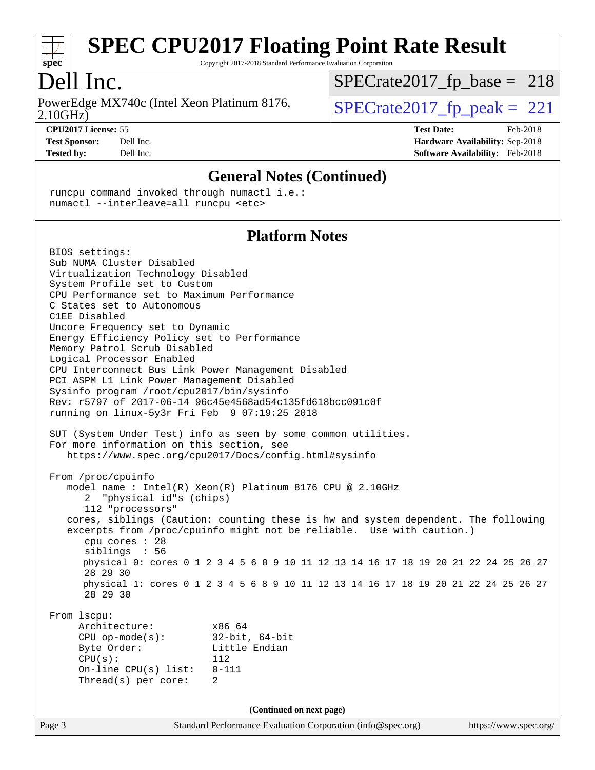# SPEC CPU2017 Floating Point Rate Result

Copyright 2017-2018 Standard Performance Evaluation Corporation

## Dell Inc.

PowerEdge MX740c (Intel Xeon Platinum 8176, 2.10GHz)

SPECrate2017_fp_base = 218

SPECrate2017_fp_peak = 221

**CPU2017 License:** 55
**Test Sponsor:** Dell Inc.
**Tested by:** Dell Inc.

**Test Date:** Feb-2018
**Hardware Availability:** Sep-2018
**Software Availability:** Feb-2018

## General Notes (Continued)

```
runcpu command invoked through numactl i.e.:
numactl --interleave=all runcpu <etc>
```

## Platform Notes

```
BIOS settings:
Sub NUMA Cluster Disabled
Virtualization Technology Disabled
System Profile set to Custom
CPU Performance set to Maximum Performance
C States set to Autonomous
C1EE Disabled
Uncore Frequency set to Dynamic
Energy Efficiency Policy set to Performance
Memory Patrol Scrub Disabled
Logical Processor Enabled
CPU Interconnect Bus Link Power Management Disabled
PCI ASPM L1 Link Power Management Disabled
Sysinfo program /root/cpu2017/bin/sysinfo
Rev: r5797 of 2017-06-14 96c45e4568ad54c135fd618bcc091c0f
running on linux-5y3r Fri Feb  9 07:19:25 2018

SUT (System Under Test) info as seen by some common utilities.
For more information on this section, see
   https://www.spec.org/cpu2017/Docs/config.html#sysinfo

From /proc/cpuinfo
   model name : Intel(R) Xeon(R) Platinum 8176 CPU @ 2.10GHz
      2  "physical id"s (chips)
      112 "processors"
   cores, siblings (Caution: counting these is hw and system dependent. The following
   excerpts from /proc/cpuinfo might not be reliable.  Use with caution.)
      cpu cores : 28
      siblings  : 56
      physical 0: cores 0 1 2 3 4 5 6 8 9 10 11 12 13 14 16 17 18 19 20 21 22 24 25 26 27
      28 29 30
      physical 1: cores 0 1 2 3 4 5 6 8 9 10 11 12 13 14 16 17 18 19 20 21 22 24 25 26 27
      28 29 30

From lscpu:
     Architecture:          x86_64
     CPU op-mode(s):        32-bit, 64-bit
     Byte Order:            Little Endian
     CPU(s):                112
     On-line CPU(s) list:   0-111
     Thread(s) per core:    2
```

(Continued on next page)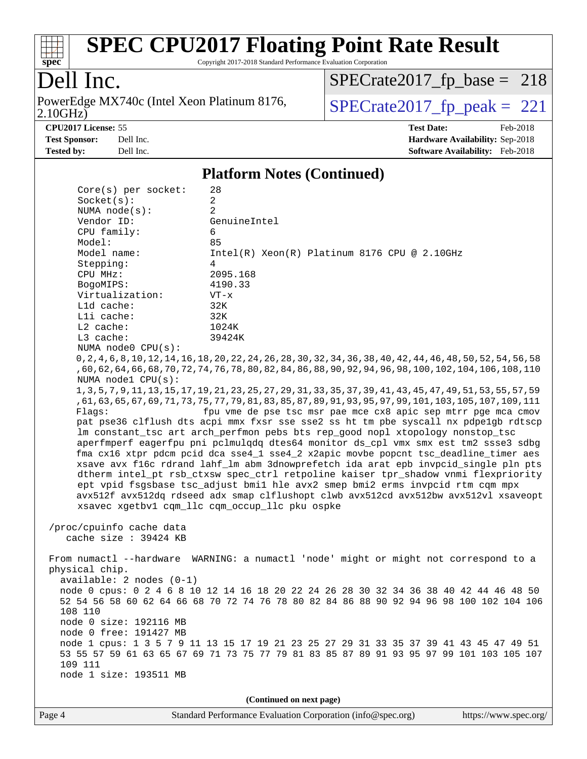# SPEC CPU2017 Floating Point Rate Result

Copyright 2017-2018 Standard Performance Evaluation Corporation

## Dell Inc.

PowerEdge MX740c (Intel Xeon Platinum 8176, 2.10GHz)

SPECrate2017_fp_base = 218

SPECrate2017_fp_peak = 221

**CPU2017 License:** 55
**Test Sponsor:** Dell Inc.
**Tested by:** Dell Inc.

**Test Date:** Feb-2018
**Hardware Availability:** Sep-2018
**Software Availability:** Feb-2018

### Platform Notes (Continued)

```
     Core(s) per socket:    28
     Socket(s):             2
     NUMA node(s):          2
     Vendor ID:             GenuineIntel
     CPU family:            6
     Model:                 85
     Model name:            Intel(R) Xeon(R) Platinum 8176 CPU @ 2.10GHz
     Stepping:              4
     CPU MHz:               2095.168
     BogoMIPS:              4190.33
     Virtualization:        VT-x
     L1d cache:             32K
     L1i cache:             32K
     L2 cache:              1024K
     L3 cache:              39424K
     NUMA node0 CPU(s):
     0,2,4,6,8,10,12,14,16,18,20,22,24,26,28,30,32,34,36,38,40,42,44,46,48,50,52,54,56,58
     ,60,62,64,66,68,70,72,74,76,78,80,82,84,86,88,90,92,94,96,98,100,102,104,106,108,110
     NUMA node1 CPU(s):
     1,3,5,7,9,11,13,15,17,19,21,23,25,27,29,31,33,35,37,39,41,43,45,47,49,51,53,55,57,59
     ,61,63,65,67,69,71,73,75,77,79,81,83,85,87,89,91,93,95,97,99,101,103,105,107,109,111
     Flags:                 fpu vme de pse tsc msr pae mce cx8 apic sep mtrr pge mca cmov
     pat pse36 clflush dts acpi mmx fxsr sse sse2 ss ht tm pbe syscall nx pdpe1gb rdtscp
     lm constant_tsc art arch_perfmon pebs bts rep_good nopl xtopology nonstop_tsc
     aperfmperf eagerfpu pni pclmulqdq dtes64 monitor ds_cpl vmx smx est tm2 ssse3 sdbg
     fma cx16 xtpr pdcm pcid dca sse4_1 sse4_2 x2apic movbe popcnt tsc_deadline_timer aes
     xsave avx f16c rdrand lahf_lm abm 3dnowprefetch ida arat epb invpcid_single pln pts
     dtherm intel_pt rsb_ctxsw spec_ctrl retpoline kaiser tpr_shadow vnmi flexpriority
     ept vpid fsgsbase tsc_adjust bmi1 hle avx2 smep bmi2 erms invpcid rtm cqm mpx
     avx512f avx512dq rdseed adx smap clflushopt clwb avx512cd avx512bw avx512vl xsaveopt
     xsavec xgetbv1 cqm_llc cqm_occup_llc pku ospke

 /proc/cpuinfo cache data
    cache size : 39424 KB

 From numactl --hardware  WARNING: a numactl 'node' might or might not correspond to a
 physical chip.
   available: 2 nodes (0-1)
   node 0 cpus: 0 2 4 6 8 10 12 14 16 18 20 22 24 26 28 30 32 34 36 38 40 42 44 46 48 50
   52 54 56 58 60 62 64 66 68 70 72 74 76 78 80 82 84 86 88 90 92 94 96 98 100 102 104 106
   108 110
   node 0 size: 192116 MB
   node 0 free: 191427 MB
   node 1 cpus: 1 3 5 7 9 11 13 15 17 19 21 23 25 27 29 31 33 35 37 39 41 43 45 47 49 51
   53 55 57 59 61 63 65 67 69 71 73 75 77 79 81 83 85 87 89 91 93 95 97 99 101 103 105 107
   109 111
   node 1 size: 193511 MB
```

**(Continued on next page)**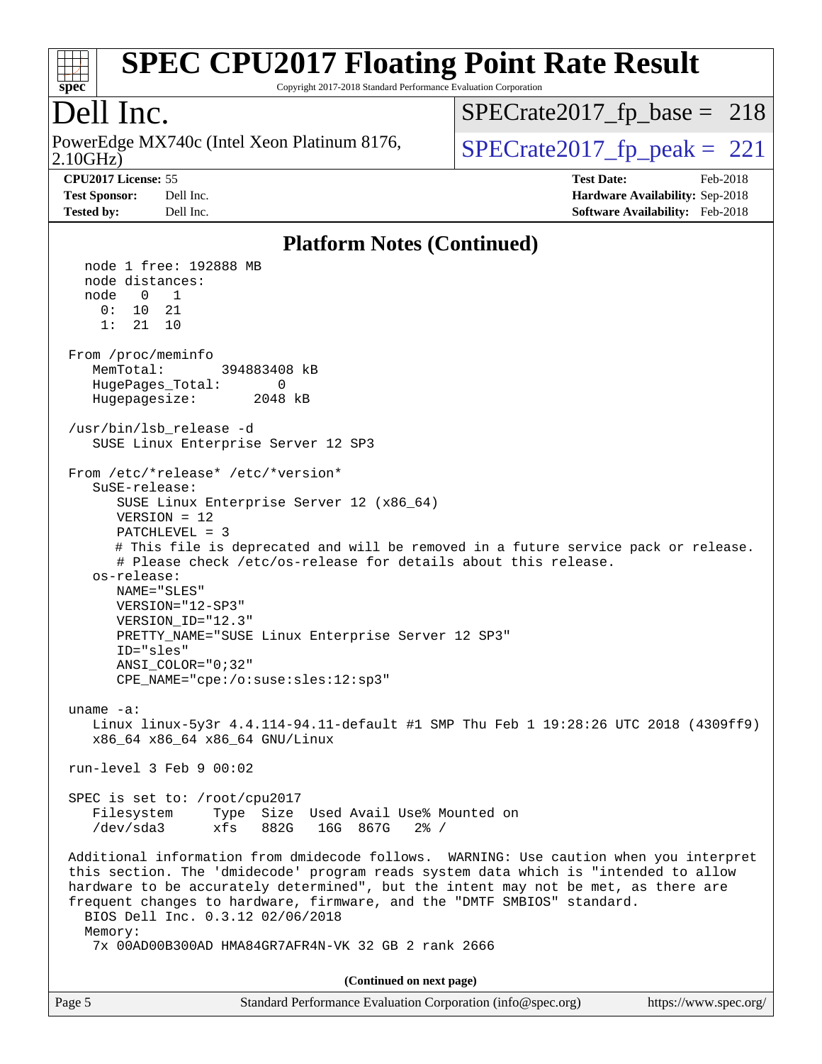# Dell Inc.

PowerEdge MX740c (Intel Xeon Platinum 8176, 2.10GHz)

SPECrate2017_fp_base = 218

SPECrate2017_fp_peak = 221

**CPU2017 License:** 55
**Test Sponsor:** Dell Inc.
**Tested by:** Dell Inc.

**Test Date:** Feb-2018
**Hardware Availability:** Sep-2018
**Software Availability:** Feb-2018

## Platform Notes (Continued)

```
    node 1 free: 192888 MB
    node distances:
    node   0   1
      0:  10  21
      1:  21  10

  From /proc/meminfo
     MemTotal:       394883408 kB
     HugePages_Total:       0
     Hugepagesize:       2048 kB

  /usr/bin/lsb_release -d
     SUSE Linux Enterprise Server 12 SP3

  From /etc/*release* /etc/*version*
     SuSE-release:
        SUSE Linux Enterprise Server 12 (x86_64)
        VERSION = 12
        PATCHLEVEL = 3
        # This file is deprecated and will be removed in a future service pack or release.
        # Please check /etc/os-release for details about this release.
     os-release:
        NAME="SLES"
        VERSION="12-SP3"
        VERSION_ID="12.3"
        PRETTY_NAME="SUSE Linux Enterprise Server 12 SP3"
        ID="sles"
        ANSI_COLOR="0;32"
        CPE_NAME="cpe:/o:suse:sles:12:sp3"

  uname -a:
     Linux linux-5y3r 4.4.114-94.11-default #1 SMP Thu Feb 1 19:28:26 UTC 2018 (4309ff9)
     x86_64 x86_64 x86_64 GNU/Linux

  run-level 3 Feb 9 00:02

  SPEC is set to: /root/cpu2017
     Filesystem     Type  Size  Used Avail Use% Mounted on
     /dev/sda3      xfs   882G   16G  867G   2% /

  Additional information from dmidecode follows.  WARNING: Use caution when you interpret
  this section. The 'dmidecode' program reads system data which is "intended to allow
  hardware to be accurately determined", but the intent may not be met, as there are
  frequent changes to hardware, firmware, and the "DMTF SMBIOS" standard.
    BIOS Dell Inc. 0.3.12 02/06/2018
    Memory:
     7x 00AD00B300AD HMA84GR7AFR4N-VK 32 GB 2 rank 2666
```

(Continued on next page)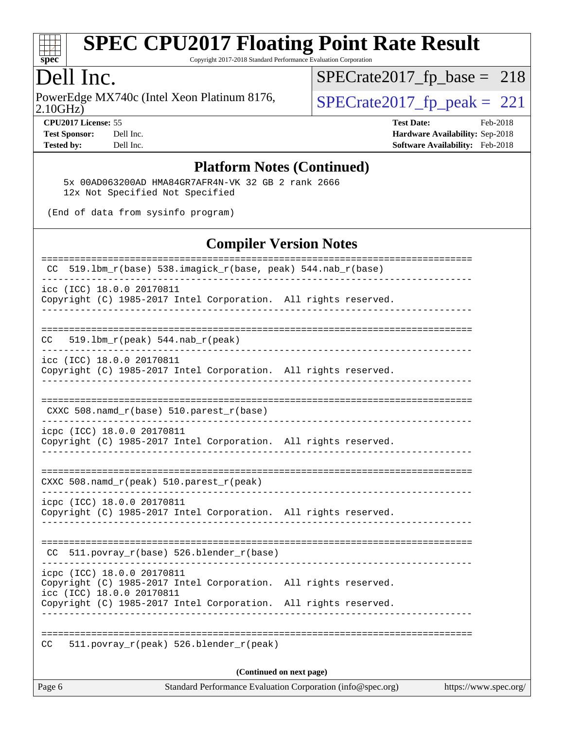# SPEC CPU2017 Floating Point Rate Result

Copyright 2017-2018 Standard Performance Evaluation Corporation

## Dell Inc.

PowerEdge MX740c (Intel Xeon Platinum 8176, 2.10GHz)

SPECrate2017_fp_base = 218

SPECrate2017_fp_peak = 221

**CPU2017 License:** 55
**Test Sponsor:** Dell Inc.
**Tested by:** Dell Inc.

**Test Date:** Feb-2018
**Hardware Availability:** Sep-2018
**Software Availability:** Feb-2018

### Platform Notes (Continued)

```
    5x 00AD063200AD HMA84GR7AFR4N-VK 32 GB 2 rank 2666
    12x Not Specified Not Specified

 (End of data from sysinfo program)
```

### Compiler Version Notes

```
==============================================================================
 CC  519.lbm_r(base) 538.imagick_r(base, peak) 544.nab_r(base)
------------------------------------------------------------------------------
icc (ICC) 18.0.0 20170811
Copyright (C) 1985-2017 Intel Corporation.  All rights reserved.
------------------------------------------------------------------------------

==============================================================================
CC   519.lbm_r(peak) 544.nab_r(peak)
------------------------------------------------------------------------------
icc (ICC) 18.0.0 20170811
Copyright (C) 1985-2017 Intel Corporation.  All rights reserved.
------------------------------------------------------------------------------

==============================================================================
 CXXC 508.namd_r(base) 510.parest_r(base)
------------------------------------------------------------------------------
icpc (ICC) 18.0.0 20170811
Copyright (C) 1985-2017 Intel Corporation.  All rights reserved.
------------------------------------------------------------------------------

==============================================================================
CXXC 508.namd_r(peak) 510.parest_r(peak)
------------------------------------------------------------------------------
icpc (ICC) 18.0.0 20170811
Copyright (C) 1985-2017 Intel Corporation.  All rights reserved.
------------------------------------------------------------------------------

==============================================================================
 CC  511.povray_r(base) 526.blender_r(base)
------------------------------------------------------------------------------
icpc (ICC) 18.0.0 20170811
Copyright (C) 1985-2017 Intel Corporation.  All rights reserved.
icc (ICC) 18.0.0 20170811
Copyright (C) 1985-2017 Intel Corporation.  All rights reserved.
------------------------------------------------------------------------------

==============================================================================
CC   511.povray_r(peak) 526.blender_r(peak)
```

(Continued on next page)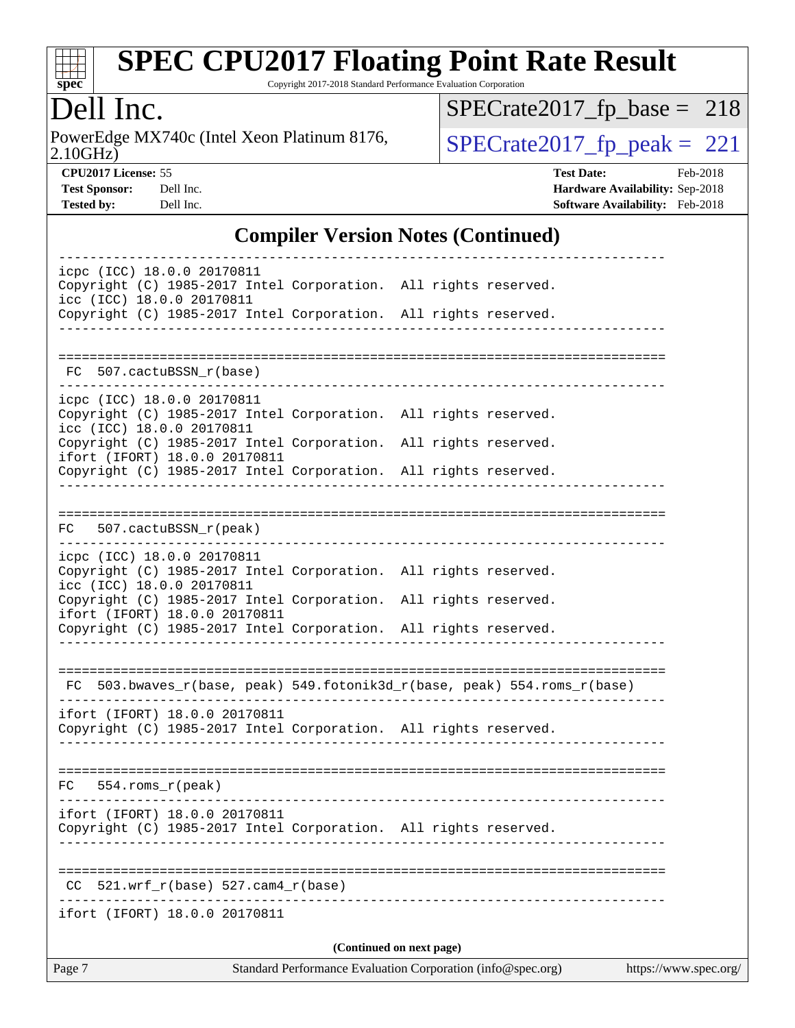# SPEC CPU2017 Floating Point Rate Result

Copyright 2017-2018 Standard Performance Evaluation Corporation

## Dell Inc.

PowerEdge MX740c (Intel Xeon Platinum 8176, 2.10GHz)

SPECrate2017_fp_base = 218

SPECrate2017_fp_peak = 221

**CPU2017 License:** 55
**Test Sponsor:** Dell Inc.
**Tested by:** Dell Inc.

**Test Date:** Feb-2018
**Hardware Availability:** Sep-2018
**Software Availability:** Feb-2018

## Compiler Version Notes (Continued)

```
------------------------------------------------------------------------------
icpc (ICC) 18.0.0 20170811
Copyright (C) 1985-2017 Intel Corporation.  All rights reserved.
icc (ICC) 18.0.0 20170811
Copyright (C) 1985-2017 Intel Corporation.  All rights reserved.
------------------------------------------------------------------------------

==============================================================================
 FC  507.cactuBSSN_r(base)
------------------------------------------------------------------------------
icpc (ICC) 18.0.0 20170811
Copyright (C) 1985-2017 Intel Corporation.  All rights reserved.
icc (ICC) 18.0.0 20170811
Copyright (C) 1985-2017 Intel Corporation.  All rights reserved.
ifort (IFORT) 18.0.0 20170811
Copyright (C) 1985-2017 Intel Corporation.  All rights reserved.
------------------------------------------------------------------------------

==============================================================================
 FC  507.cactuBSSN_r(peak)
------------------------------------------------------------------------------
icpc (ICC) 18.0.0 20170811
Copyright (C) 1985-2017 Intel Corporation.  All rights reserved.
icc (ICC) 18.0.0 20170811
Copyright (C) 1985-2017 Intel Corporation.  All rights reserved.
ifort (IFORT) 18.0.0 20170811
Copyright (C) 1985-2017 Intel Corporation.  All rights reserved.
------------------------------------------------------------------------------

==============================================================================
 FC  503.bwaves_r(base, peak) 549.fotonik3d_r(base, peak) 554.roms_r(base)
------------------------------------------------------------------------------
ifort (IFORT) 18.0.0 20170811
Copyright (C) 1985-2017 Intel Corporation.  All rights reserved.
------------------------------------------------------------------------------

==============================================================================
 FC  554.roms_r(peak)
------------------------------------------------------------------------------
ifort (IFORT) 18.0.0 20170811
Copyright (C) 1985-2017 Intel Corporation.  All rights reserved.
------------------------------------------------------------------------------

==============================================================================
 CC  521.wrf_r(base) 527.cam4_r(base)
------------------------------------------------------------------------------
ifort (IFORT) 18.0.0 20170811
```

(Continued on next page)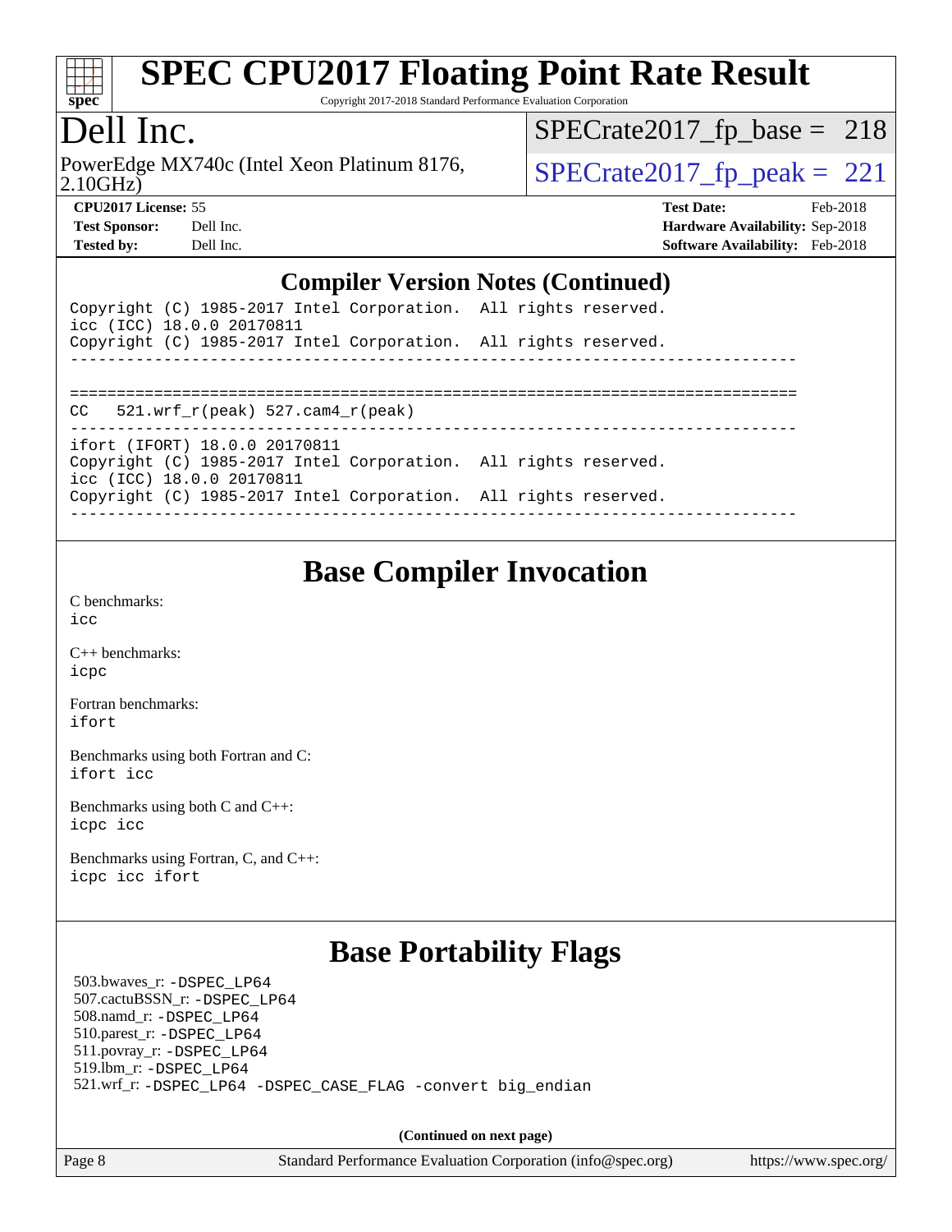## Compiler Version Notes (Continued)

```
Copyright (C) 1985-2017 Intel Corporation.  All rights reserved.
icc (ICC) 18.0.0 20170811
Copyright (C) 1985-2017 Intel Corporation.  All rights reserved.
------------------------------------------------------------------------------

==============================================================================
CC   521.wrf_r(peak) 527.cam4_r(peak)
------------------------------------------------------------------------------
ifort (IFORT) 18.0.0 20170811
Copyright (C) 1985-2017 Intel Corporation.  All rights reserved.
icc (ICC) 18.0.0 20170811
Copyright (C) 1985-2017 Intel Corporation.  All rights reserved.
------------------------------------------------------------------------------
```

## Base Compiler Invocation

C benchmarks:
`icc`

C++ benchmarks:
`icpc`

Fortran benchmarks:
`ifort`

Benchmarks using both Fortran and C:
`ifort icc`

Benchmarks using both C and C++:
`icpc icc`

Benchmarks using Fortran, C, and C++:
`icpc icc ifort`

## Base Portability Flags

503.bwaves_r: `-DSPEC_LP64`
507.cactuBSSN_r: `-DSPEC_LP64`
508.namd_r: `-DSPEC_LP64`
510.parest_r: `-DSPEC_LP64`
511.povray_r: `-DSPEC_LP64`
519.lbm_r: `-DSPEC_LP64`
521.wrf_r: `-DSPEC_LP64 -DSPEC_CASE_FLAG -convert big_endian`

**(Continued on next page)**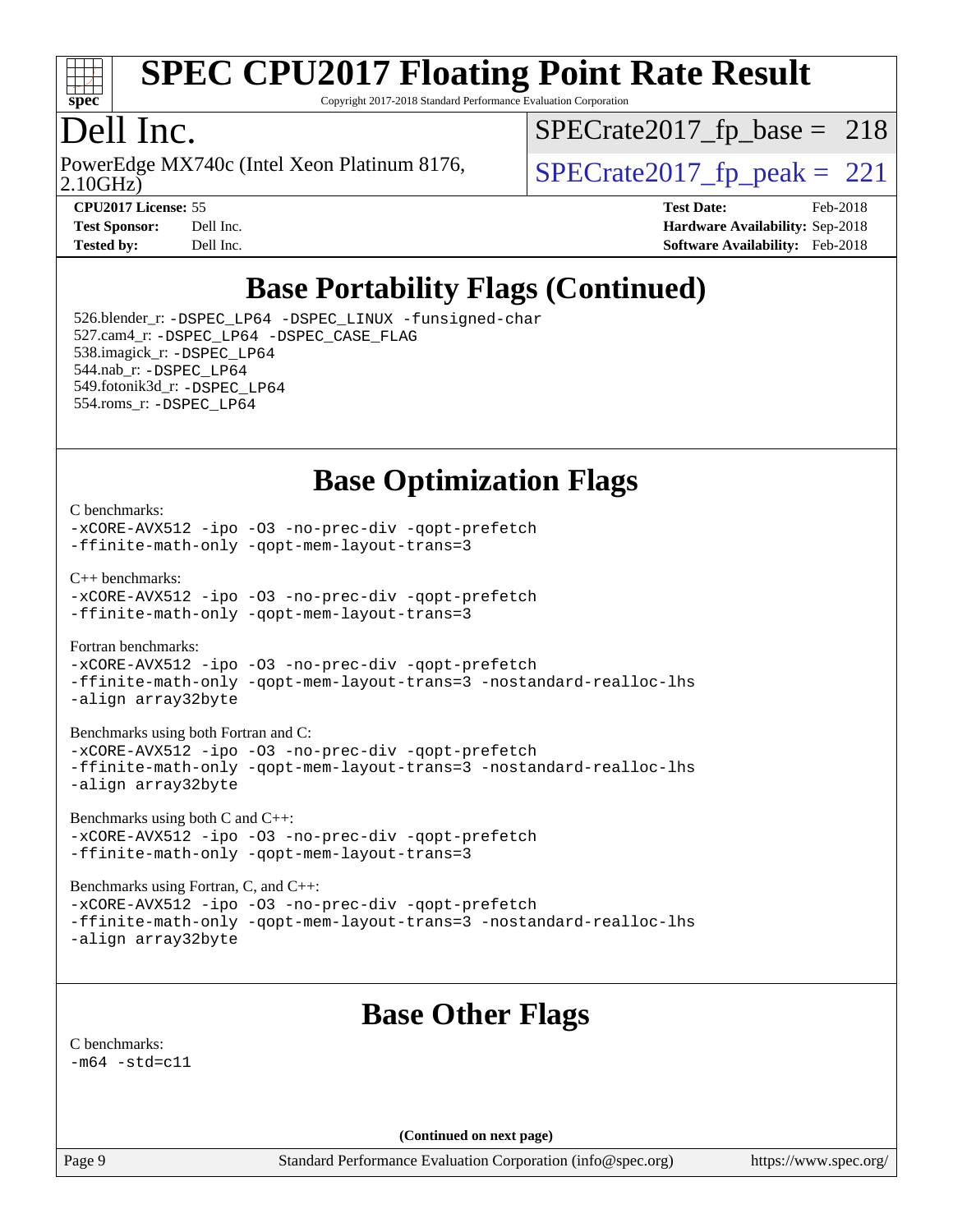# SPEC CPU2017 Floating Point Rate Result

Copyright 2017-2018 Standard Performance Evaluation Corporation

## Dell Inc.

PowerEdge MX740c (Intel Xeon Platinum 8176, 2.10GHz)

SPECrate2017_fp_base = 218

SPECrate2017_fp_peak = 221

**CPU2017 License:** 55
**Test Sponsor:** Dell Inc.
**Tested by:** Dell Inc.
**Test Date:** Feb-2018
**Hardware Availability:** Sep-2018
**Software Availability:** Feb-2018

## Base Portability Flags (Continued)

526.blender_r: -DSPEC_LP64 -DSPEC_LINUX -funsigned-char
527.cam4_r: -DSPEC_LP64 -DSPEC_CASE_FLAG
538.imagick_r: -DSPEC_LP64
544.nab_r: -DSPEC_LP64
549.fotonik3d_r: -DSPEC_LP64
554.roms_r: -DSPEC_LP64

## Base Optimization Flags

C benchmarks:
-xCORE-AVX512 -ipo -O3 -no-prec-div -qopt-prefetch
-ffinite-math-only -qopt-mem-layout-trans=3

C++ benchmarks:
-xCORE-AVX512 -ipo -O3 -no-prec-div -qopt-prefetch
-ffinite-math-only -qopt-mem-layout-trans=3

Fortran benchmarks:
-xCORE-AVX512 -ipo -O3 -no-prec-div -qopt-prefetch
-ffinite-math-only -qopt-mem-layout-trans=3 -nostandard-realloc-lhs
-align array32byte

Benchmarks using both Fortran and C:
-xCORE-AVX512 -ipo -O3 -no-prec-div -qopt-prefetch
-ffinite-math-only -qopt-mem-layout-trans=3 -nostandard-realloc-lhs
-align array32byte

Benchmarks using both C and C++:
-xCORE-AVX512 -ipo -O3 -no-prec-div -qopt-prefetch
-ffinite-math-only -qopt-mem-layout-trans=3

Benchmarks using Fortran, C, and C++:
-xCORE-AVX512 -ipo -O3 -no-prec-div -qopt-prefetch
-ffinite-math-only -qopt-mem-layout-trans=3 -nostandard-realloc-lhs
-align array32byte

## Base Other Flags

C benchmarks:
-m64 -std=c11

**(Continued on next page)**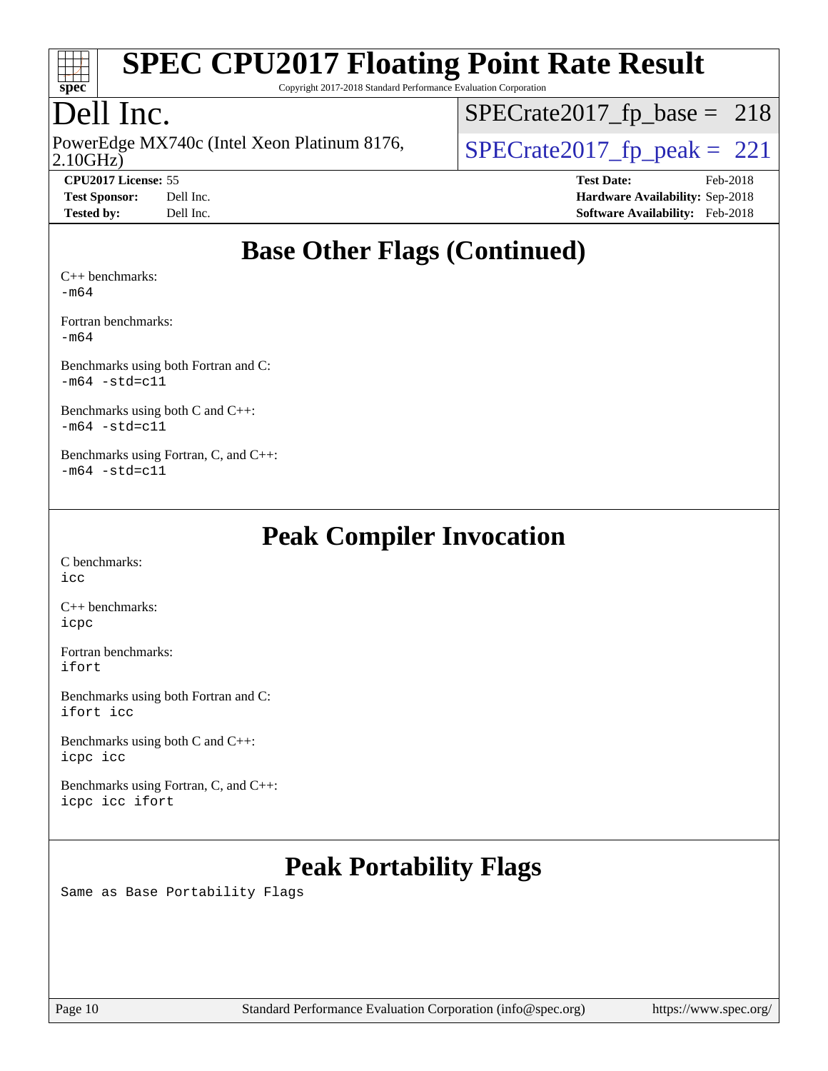## Base Other Flags (Continued)

C++ benchmarks:
```
-m64
```

Fortran benchmarks:
```
-m64
```

Benchmarks using both Fortran and C:
```
-m64 -std=c11
```

Benchmarks using both C and C++:
```
-m64 -std=c11
```

Benchmarks using Fortran, C, and C++:
```
-m64 -std=c11
```

## Peak Compiler Invocation

C benchmarks:
```
icc
```

C++ benchmarks:
```
icpc
```

Fortran benchmarks:
```
ifort
```

Benchmarks using both Fortran and C:
```
ifort icc
```

Benchmarks using both C and C++:
```
icpc icc
```

Benchmarks using Fortran, C, and C++:
```
icpc icc ifort
```

## Peak Portability Flags

Same as Base Portability Flags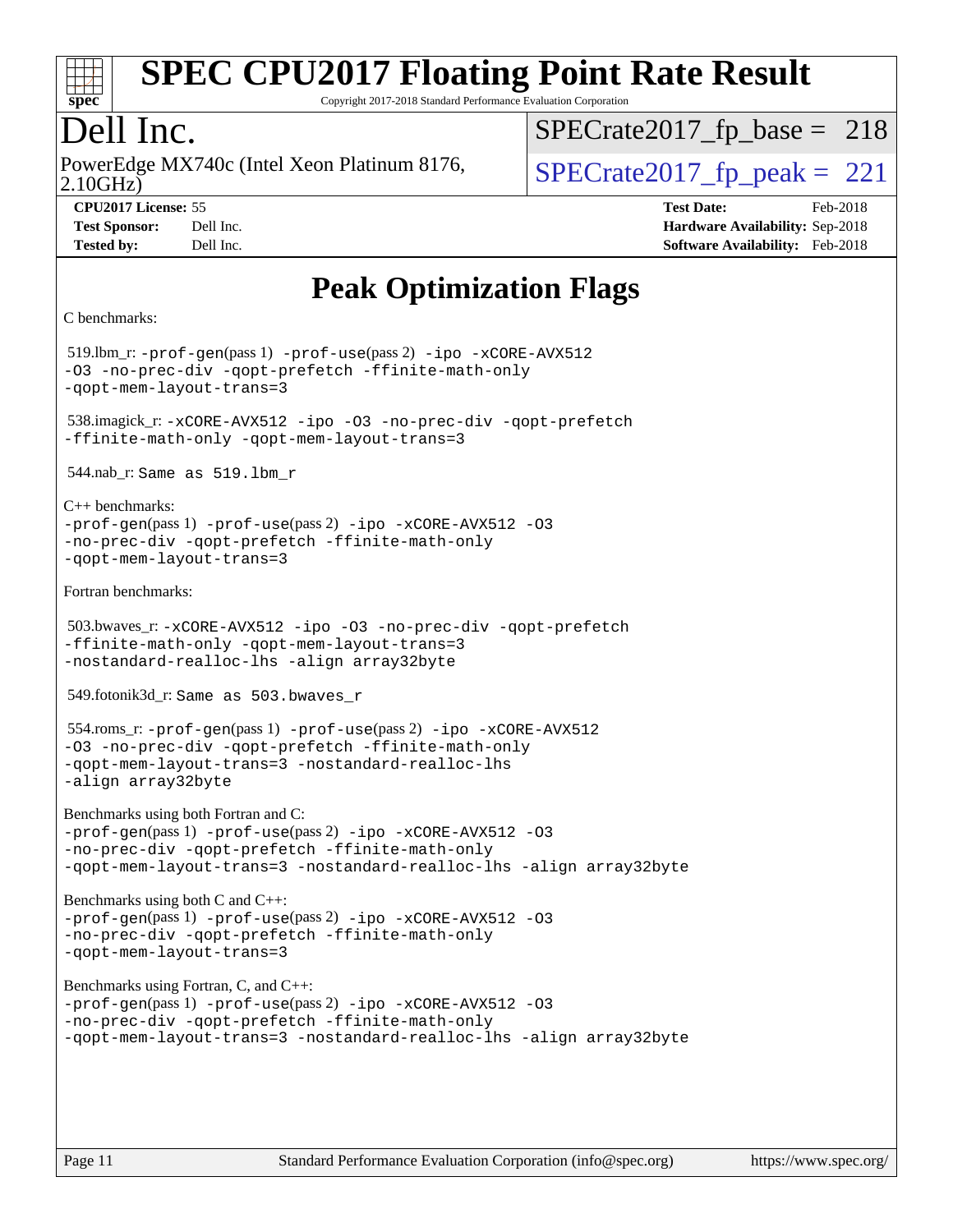# Peak Optimization Flags

C benchmarks:

519.lbm_r: `-prof-gen`(pass 1) `-prof-use`(pass 2) `-ipo -xCORE-AVX512 -O3 -no-prec-div -qopt-prefetch -ffinite-math-only -qopt-mem-layout-trans=3`

538.imagick_r: `-xCORE-AVX512 -ipo -O3 -no-prec-div -qopt-prefetch -ffinite-math-only -qopt-mem-layout-trans=3`

544.nab_r: `Same as 519.lbm_r`

C++ benchmarks:

`-prof-gen`(pass 1) `-prof-use`(pass 2) `-ipo -xCORE-AVX512 -O3 -no-prec-div -qopt-prefetch -ffinite-math-only -qopt-mem-layout-trans=3`

Fortran benchmarks:

503.bwaves_r: `-xCORE-AVX512 -ipo -O3 -no-prec-div -qopt-prefetch -ffinite-math-only -qopt-mem-layout-trans=3 -nostandard-realloc-lhs -align array32byte`

549.fotonik3d_r: `Same as 503.bwaves_r`

554.roms_r: `-prof-gen`(pass 1) `-prof-use`(pass 2) `-ipo -xCORE-AVX512 -O3 -no-prec-div -qopt-prefetch -ffinite-math-only -qopt-mem-layout-trans=3 -nostandard-realloc-lhs -align array32byte`

Benchmarks using both Fortran and C:

`-prof-gen`(pass 1) `-prof-use`(pass 2) `-ipo -xCORE-AVX512 -O3 -no-prec-div -qopt-prefetch -ffinite-math-only -qopt-mem-layout-trans=3 -nostandard-realloc-lhs -align array32byte`

Benchmarks using both C and C++:

`-prof-gen`(pass 1) `-prof-use`(pass 2) `-ipo -xCORE-AVX512 -O3 -no-prec-div -qopt-prefetch -ffinite-math-only -qopt-mem-layout-trans=3`

Benchmarks using Fortran, C, and C++:

`-prof-gen`(pass 1) `-prof-use`(pass 2) `-ipo -xCORE-AVX512 -O3 -no-prec-div -qopt-prefetch -ffinite-math-only -qopt-mem-layout-trans=3 -nostandard-realloc-lhs -align array32byte`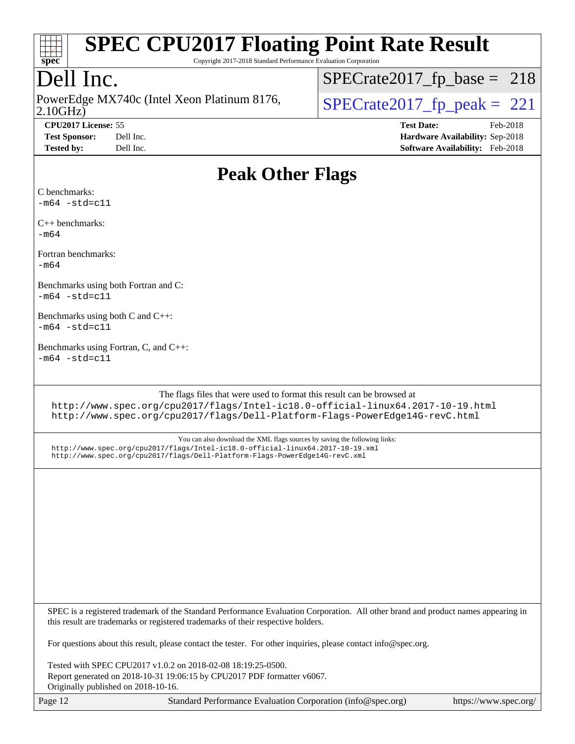# SPEC CPU2017 Floating Point Rate Result

Copyright 2017-2018 Standard Performance Evaluation Corporation

# Dell Inc.

PowerEdge MX740c (Intel Xeon Platinum 8176, 2.10GHz)

SPECrate2017_fp_base = 218

SPECrate2017_fp_peak = 221

**CPU2017 License:** 55
**Test Sponsor:** Dell Inc.
**Tested by:** Dell Inc.

**Test Date:** Feb-2018
**Hardware Availability:** Sep-2018
**Software Availability:** Feb-2018

## Peak Other Flags

C benchmarks:
-m64 -std=c11

C++ benchmarks:
-m64

Fortran benchmarks:
-m64

Benchmarks using both Fortran and C:
-m64 -std=c11

Benchmarks using both C and C++:
-m64 -std=c11

Benchmarks using Fortran, C, and C++:
-m64 -std=c11

The flags files that were used to format this result can be browsed at
http://www.spec.org/cpu2017/flags/Intel-ic18.0-official-linux64.2017-10-19.html
http://www.spec.org/cpu2017/flags/Dell-Platform-Flags-PowerEdge14G-revC.html

You can also download the XML flags sources by saving the following links:
http://www.spec.org/cpu2017/flags/Intel-ic18.0-official-linux64.2017-10-19.xml
http://www.spec.org/cpu2017/flags/Dell-Platform-Flags-PowerEdge14G-revC.xml

SPEC is a registered trademark of the Standard Performance Evaluation Corporation. All other brand and product names appearing in this result are trademarks or registered trademarks of their respective holders.

For questions about this result, please contact the tester. For other inquiries, please contact info@spec.org.

Tested with SPEC CPU2017 v1.0.2 on 2018-02-08 18:19:25-0500.
Report generated on 2018-10-31 19:06:15 by CPU2017 PDF formatter v6067.
Originally published on 2018-10-16.